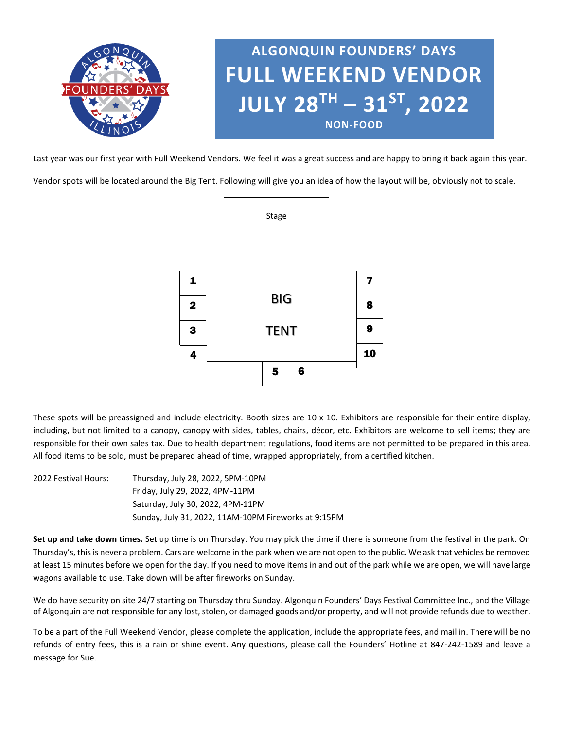# ALGONQUIN FOUNDERS' DAYS

# FULL WEEKEND VENDOR

# JULY 28TH – 31ST, 2022

**NON-FOOD**

Last year was our first year with Full Weekend Vendors. We feel it was a great success and are happy to bring it back again this year.

Vendor spots will be located around the Big Tent. Following will give you an idea of how the layout will be, obviously not to scale.

Stage

| 1 | BIG TENT | 7 |
|---|---|---|
| 2 | | 8 |
| 3 | | 9 |
| 4 | | 10 |
| | 5 6 | |

These spots will be preassigned and include electricity. Booth sizes are 10 x 10. Exhibitors are responsible for their entire display, including, but not limited to a canopy, canopy with sides, tables, chairs, décor, etc. Exhibitors are welcome to sell items; they are responsible for their own sales tax. Due to health department regulations, food items are not permitted to be prepared in this area. All food items to be sold, must be prepared ahead of time, wrapped appropriately, from a certified kitchen.

2022 Festival Hours:
- Thursday, July 28, 2022, 5PM-10PM
- Friday, July 29, 2022, 4PM-11PM
- Saturday, July 30, 2022, 4PM-11PM
- Sunday, July 31, 2022, 11AM-10PM Fireworks at 9:15PM

**Set up and take down times.** Set up time is on Thursday. You may pick the time if there is someone from the festival in the park. On Thursday's, this is never a problem. Cars are welcome in the park when we are not open to the public. We ask that vehicles be removed at least 15 minutes before we open for the day. If you need to move items in and out of the park while we are open, we will have large wagons available to use. Take down will be after fireworks on Sunday.

We do have security on site 24/7 starting on Thursday thru Sunday. Algonquin Founders' Days Festival Committee Inc., and the Village of Algonquin are not responsible for any lost, stolen, or damaged goods and/or property, and will not provide refunds due to weather.

To be a part of the Full Weekend Vendor, please complete the application, include the appropriate fees, and mail in. There will be no refunds of entry fees, this is a rain or shine event. Any questions, please call the Founders' Hotline at 847-242-1589 and leave a message for Sue.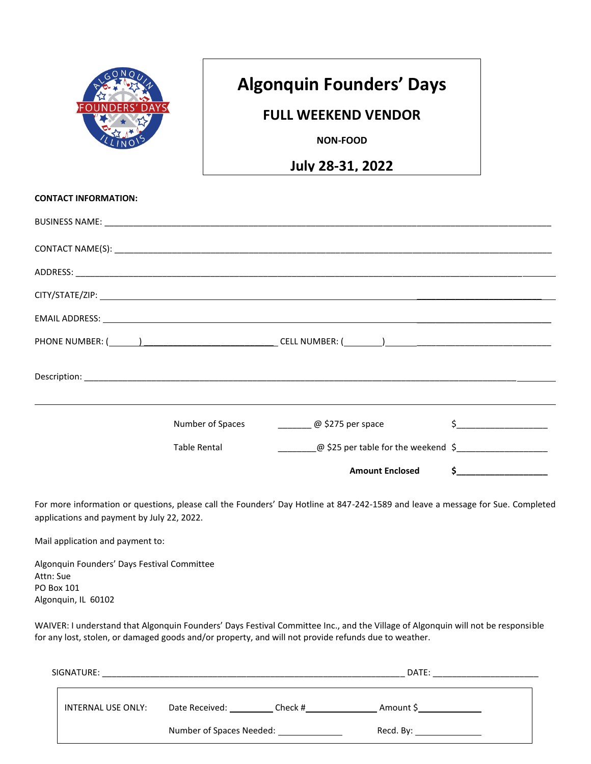# Algonquin Founders' Days

## FULL WEEKEND VENDOR

**NON-FOOD**

**July 28-31, 2022**

**CONTACT INFORMATION:**

BUSINESS NAME: ______________________________________________________________________________

CONTACT NAME(S): ____________________________________________________________________________

ADDRESS: ____________________________________________________________________________________

CITY/STATE/ZIP: ______________________________________________________________________________

EMAIL ADDRESS: ______________________________________________________________________________

PHONE NUMBER: (______) ___________________________ CELL NUMBER: (________)_____________________________

Description: _________________________________________________________________________________

| | | | |
|---|---|---|---|
| Number of Spaces | _______ @ $275 per space | | $__________________ |
| Table Rental | ________@ $25 per table for the weekend | | $__________________ |
| | | **Amount Enclosed** | **$__________________** |

For more information or questions, please call the Founders' Day Hotline at 847-242-1589 and leave a message for Sue. Completed applications and payment by July 22, 2022.

Mail application and payment to:

Algonquin Founders' Days Festival Committee
Attn: Sue
PO Box 101
Algonquin, IL 60102

WAIVER: I understand that Algonquin Founders' Days Festival Committee Inc., and the Village of Algonquin will not be responsible for any lost, stolen, or damaged goods and/or property, and will not provide refunds due to weather.

SIGNATURE: _______________________________________________________________ DATE: ______________________

| | | | |
|---|---|---|---|
| INTERNAL USE ONLY: | Date Received: _________ Check #______________ | Amount $_____________ | |
| | Number of Spaces Needed: _____________ | Recd. By: ______________ | |